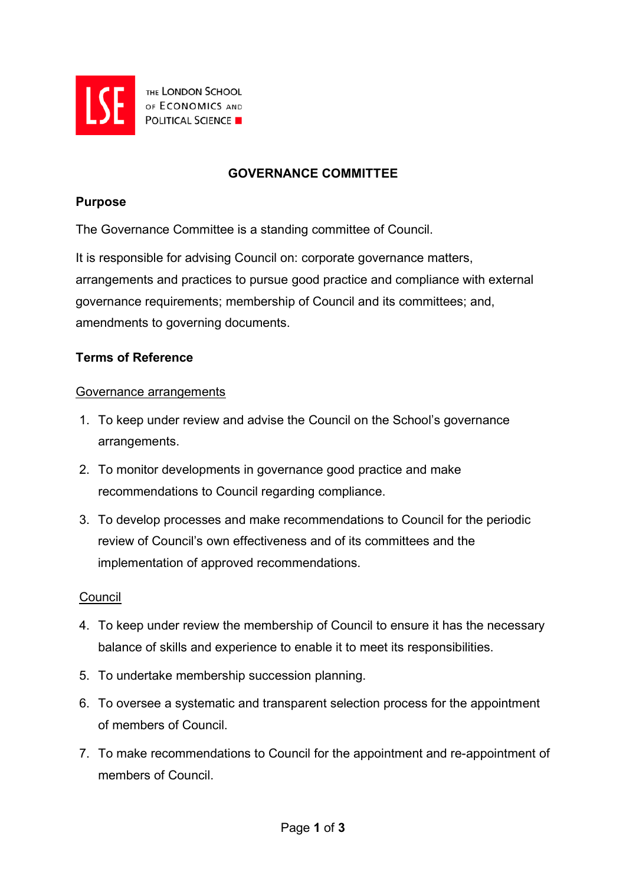# GOVERNANCE COMMITTEE

## Purpose

The Governance Committee is a standing committee of Council.

It is responsible for advising Council on: corporate governance matters, arrangements and practices to pursue good practice and compliance with external governance requirements; membership of Council and its committees; and, amendments to governing documents.

## Terms of Reference

### Governance arrangements

1. To keep under review and advise the Council on the School's governance arrangements.
2. To monitor developments in governance good practice and make recommendations to Council regarding compliance.
3. To develop processes and make recommendations to Council for the periodic review of Council's own effectiveness and of its committees and the implementation of approved recommendations.

### Council

4. To keep under review the membership of Council to ensure it has the necessary balance of skills and experience to enable it to meet its responsibilities.
5. To undertake membership succession planning.
6. To oversee a systematic and transparent selection process for the appointment of members of Council.
7. To make recommendations to Council for the appointment and re-appointment of members of Council.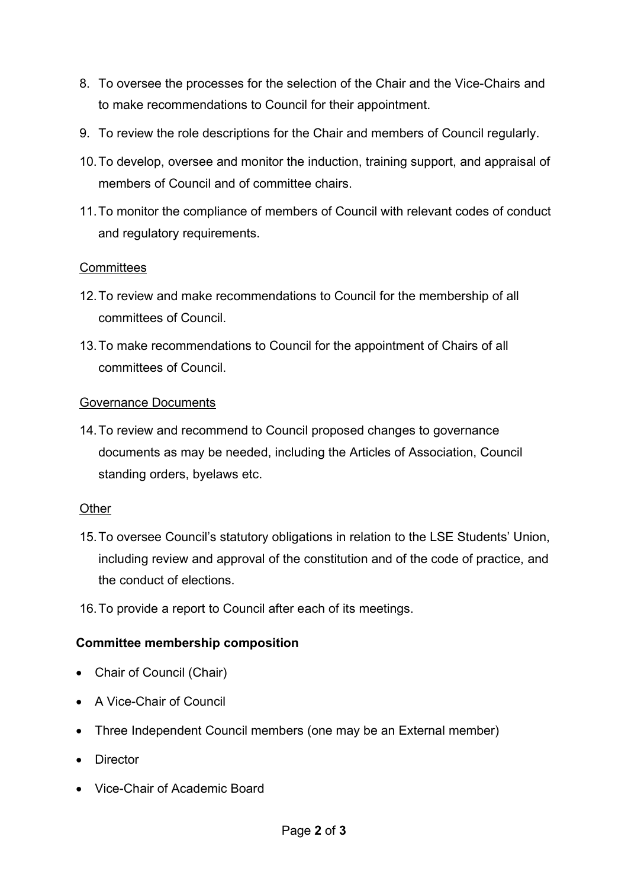8. To oversee the processes for the selection of the Chair and the Vice-Chairs and to make recommendations to Council for their appointment.
9. To review the role descriptions for the Chair and members of Council regularly.
10. To develop, oversee and monitor the induction, training support, and appraisal of members of Council and of committee chairs.
11. To monitor the compliance of members of Council with relevant codes of conduct and regulatory requirements.

<u>Committees</u>

12. To review and make recommendations to Council for the membership of all committees of Council.
13. To make recommendations to Council for the appointment of Chairs of all committees of Council.

<u>Governance Documents</u>

14. To review and recommend to Council proposed changes to governance documents as may be needed, including the Articles of Association, Council standing orders, byelaws etc.

<u>Other</u>

15. To oversee Council's statutory obligations in relation to the LSE Students' Union, including review and approval of the constitution and of the code of practice, and the conduct of elections.
16. To provide a report to Council after each of its meetings.

**Committee membership composition**

- Chair of Council (Chair)
- A Vice-Chair of Council
- Three Independent Council members (one may be an External member)
- Director
- Vice-Chair of Academic Board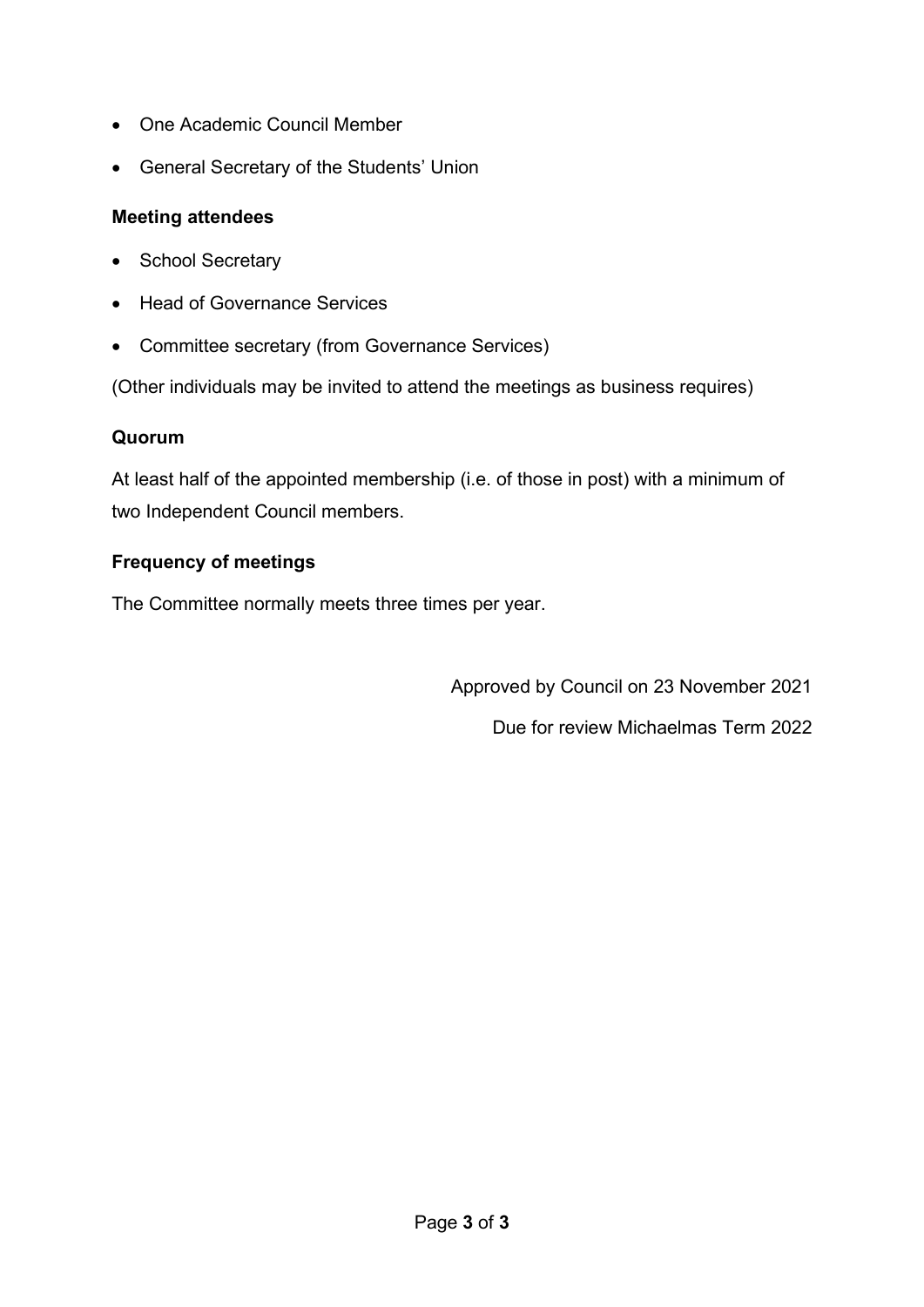- One Academic Council Member
- General Secretary of the Students' Union

**Meeting attendees**

- School Secretary
- Head of Governance Services
- Committee secretary (from Governance Services)

(Other individuals may be invited to attend the meetings as business requires)

**Quorum**

At least half of the appointed membership (i.e. of those in post) with a minimum of two Independent Council members.

**Frequency of meetings**

The Committee normally meets three times per year.

Approved by Council on 23 November 2021

Due for review Michaelmas Term 2022